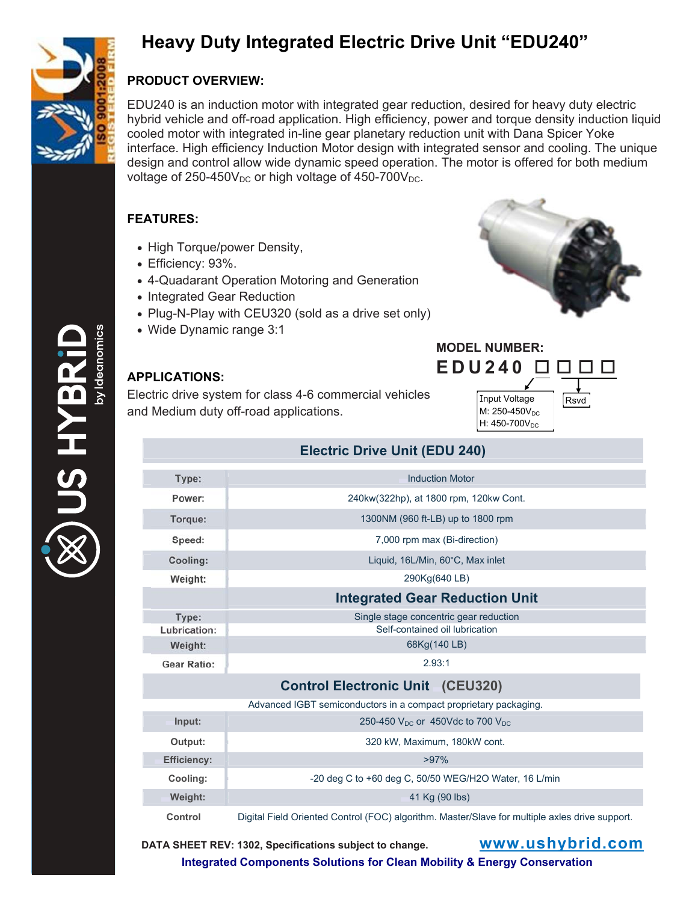# Heavy Duty Integrated Electric Drive Unit “EDU240”

## PRODUCT OVERVIEW:

EDU240 is an induction motor with integrated gear reduction, desired for heavy duty electric hybrid vehicle and off-road application. High efficiency, power and torque density induction liquid cooled motor with integrated in-line gear planetary reduction unit with Dana Spicer Yoke interface. High efficiency Induction Motor design with integrated sensor and cooling. The unique design and control allow wide dynamic speed operation. The motor is offered for both medium voltage of 250-450$V_{DC}$ or high voltage of 450-700$V_{DC}$.

## FEATURES:

- High Torque/power Density,
- Efficiency: 93%.
- 4-Quadarant Operation Motoring and Generation
- Integrated Gear Reduction
- Plug-N-Play with CEU320 (sold as a drive set only)
- Wide Dynamic range 3:1

## APPLICATIONS:

Electric drive system for class 4-6 commercial vehicles and Medium duty off-road applications.

## MODEL NUMBER:

**EDU240 □ □ □ □**

- Input Voltage
  - M: 250-450$V_{DC}$
  - H: 450-700$V_{DC}$
- Rsvd

| Electric Drive Unit (EDU 240) | |
|---|---|
| Type: | Induction Motor |
| Power: | 240kw(322hp), at 1800 rpm, 120kw Cont. |
| Torque: | 1300NM (960 ft-LB) up to 1800 rpm |
| Speed: | 7,000 rpm max (Bi-direction) |
| Cooling: | Liquid, 16L/Min, 60°C, Max inlet |
| Weight: | 290Kg(640 LB) |
| | **Integrated Gear Reduction Unit** |
| Type: | Single stage concentric gear reduction |
| Lubrication: | Self-contained oil lubrication |
| Weight: | 68Kg(140 LB) |
| Gear Ratio: | 2.93:1 |
| **Control Electronic Unit (CEU320)** | |
| Advanced IGBT semiconductors in a compact proprietary packaging. | |
| Input: | 250-450 $V_{DC}$ or 450Vdc to 700 $V_{DC}$ |
| Output: | 320 kW, Maximum, 180kW cont. |
| Efficiency: | >97% |
| Cooling: | -20 deg C to +60 deg C, 50/50 WEG/H2O Water, 16 L/min |
| Weight: | 41 Kg (90 lbs) |
| Control | Digital Field Oriented Control (FOC) algorithm. Master/Slave for multiple axles drive support. |

**DATA SHEET REV: 1302, Specifications subject to change.** www.ushybrid.com

**Integrated Components Solutions for Clean Mobility & Energy Conservation**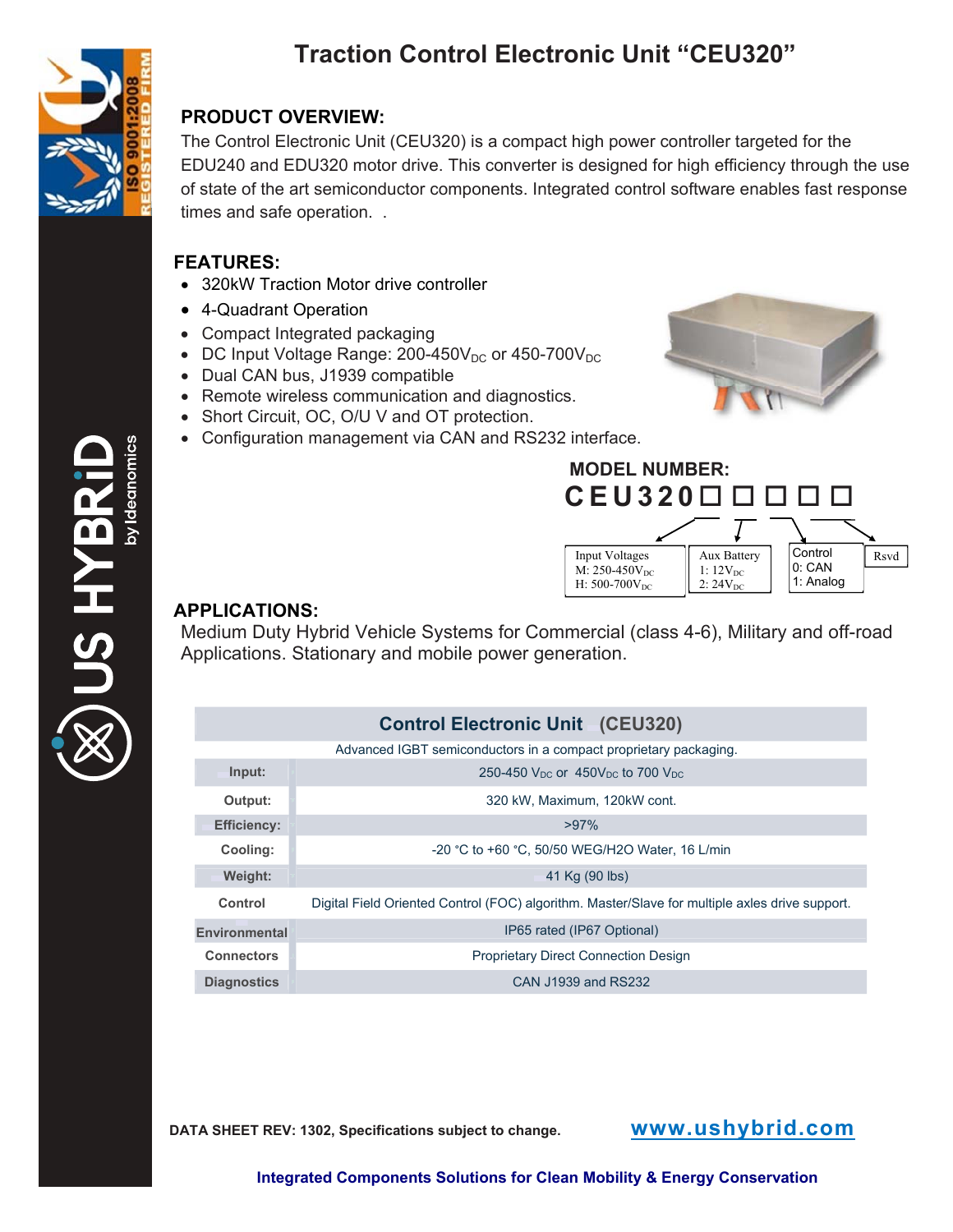# Traction Control Electronic Unit "CEU320"

## PRODUCT OVERVIEW:

The Control Electronic Unit (CEU320) is a compact high power controller targeted for the EDU240 and EDU320 motor drive. This converter is designed for high efficiency through the use of state of the art semiconductor components. Integrated control software enables fast response times and safe operation. .

## FEATURES:

- 320kW Traction Motor drive controller
- 4-Quadrant Operation
- Compact Integrated packaging
- DC Input Voltage Range: 200-450$V_{DC}$ or 450-700$V_{DC}$
- Dual CAN bus, J1939 compatible
- Remote wireless communication and diagnostics.
- Short Circuit, OC, O/U V and OT protection.
- Configuration management via CAN and RS232 interface.

## MODEL NUMBER:

**CEU320□ □ □ □ □**

| Input Voltages | Aux Battery | Control | Rsvd |
|---|---|---|---|
| M: 250-450$V_{DC}$ | 1: 12$V_{DC}$ | 0: CAN | |
| H: 500-700$V_{DC}$ | 2: 24$V_{DC}$ | 1: Analog | |

## APPLICATIONS:

Medium Duty Hybrid Vehicle Systems for Commercial (class 4-6), Military and off-road Applications. Stationary and mobile power generation.

| Control Electronic Unit (CEU320) | |
|---|---|
| Advanced IGBT semiconductors in a compact proprietary packaging. | |
| Input: | 250-450 $V_{DC}$ or 450$V_{DC}$ to 700 $V_{DC}$ |
| Output: | 320 kW, Maximum, 120kW cont. |
| Efficiency: | >97% |
| Cooling: | -20 °C to +60 °C, 50/50 WEG/H2O Water, 16 L/min |
| Weight: | 41 Kg (90 lbs) |
| Control | Digital Field Oriented Control (FOC) algorithm. Master/Slave for multiple axles drive support. |
| Environmental | IP65 rated (IP67 Optional) |
| Connectors | Proprietary Direct Connection Design |
| Diagnostics | CAN J1939 and RS232 |

**DATA SHEET REV: 1302, Specifications subject to change.**

**www.ushybrid.com**

**Integrated Components Solutions for Clean Mobility & Energy Conservation**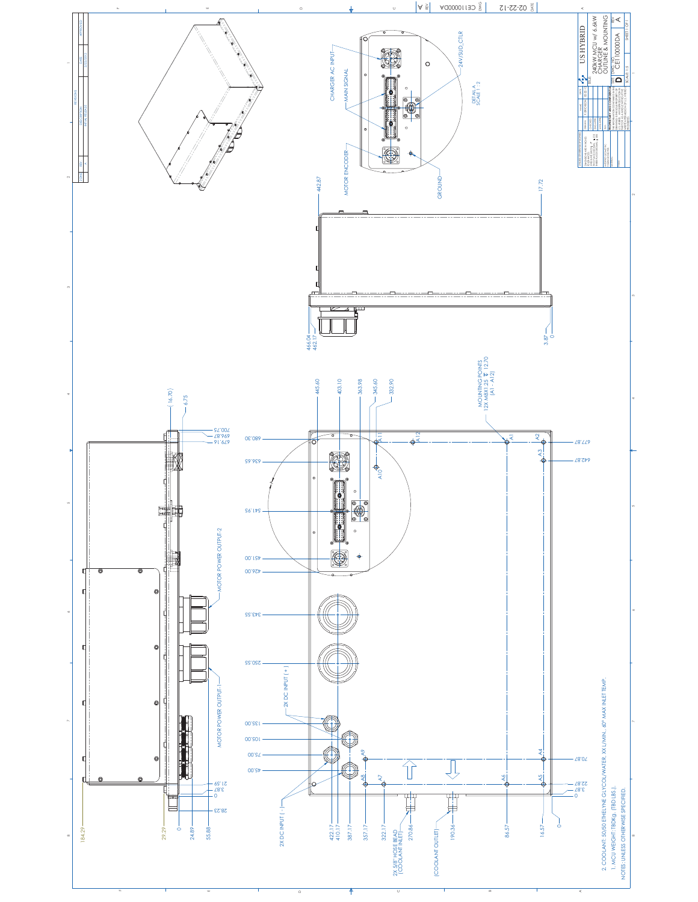# US HYBRID

**TITLE:** 240kW MCU w/ 6.6kW CHARGER OUTLINE & MOUNTING

| SIZE | DWG. NO. | REV |
|---|---|---|
| D | CE10000DA | A |

SCALE: 1:5 SHEET 1 OF 1

DWG: CE10000DA REV: A DATE: 02-22-12

**NOTES: UNLESS OTHERWISE SPECIFIED.**

1. MCU WEIGHT: TBDKg. (TBD LBS.).
2. COOLANT: 50/50 ETHELYNE GLYCOL/WATER, XX L/MIN. 60° MAX INLET TEMP.

MOUNTING POINTS 12X M8X1.25 ↧ 12.70 (A1 - A12)

DETAIL A SCALE 1:2

- CHARGER AC INPUT
- MAIN SIGNAL
- MOTOR ENCODER
- 24V/SUD_CTLR
- GROUND
- MOTOR POWER OUTPUT-2
- MOTOR POWER OUTPUT-1
- 2X DC INPUT (+)
- 2X DC INPUT (-)
- 2X 5/8" HOSE BEAD (COOLANT INLET)
- (COOLANT OUTLET)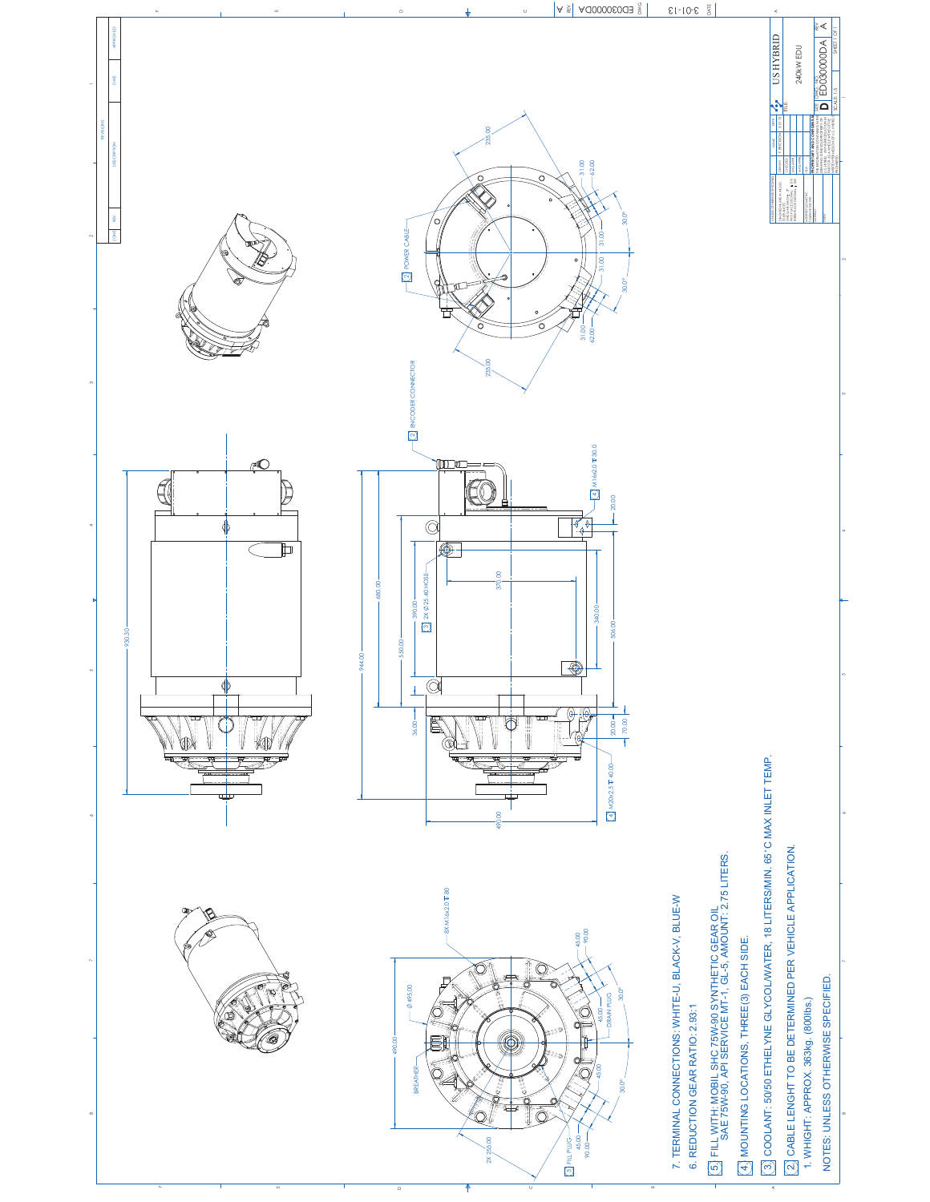NOTES: UNLESS OTHERWISE SPECIFIED.

1. WHIGHT: APPROX. 363kg. (800lbs.)
2. CABLE LENGHT TO BE DETERMINED PER VEHICLE APPLICATION.
3. COOLANT: 50/50 ETHELYNE GLYCOL/WATER, 18 LITERS/MIN. 65° C MAX INLET TEMP.
4. MOUNTING LOCATIONS, THREE(3) EACH SIDE.
5. FILL WITH: MOBIL SHC 75W-90 SYNTHETIC GEAR OIL SAE 75W-90, API SERVICE MT-1, GL-5, AMOUNT: 2.75 LITERS.
6. REDUCTION GEAR RATIO: 2.93:1
7. TERMINAL CONNECTIONS: WHITE-U, BLACK-V, BLUE-W

POWER CABLE
ENCODER CONNECTOR
2X Ø 25.40 HOSE
M16x2.0 ↧ 30.0
M20x2.5 ↧ 40.00
8X M16x2.0 ↧ 80
BREATHER
FILL PLUG
DRAIN PLUG

235.00
31.00
62.00
30.0°
930.30
944.00
680.00
550.00
390.00
370.00
340.00
506.00
36.00
20.00
70.00
490.00
Ø 495.00
2X 255.00
45.00
90.00

| | |
|---|---|
| TITLE: | 240KW EDU |
| SIZE | D |
| DWG. NO. | ED03000DA |
| REV | A |
| SCALE: | 1:5 |
| SHEET | 1 OF 1 |
| DATE | 3-01-13 |

US HYBRID